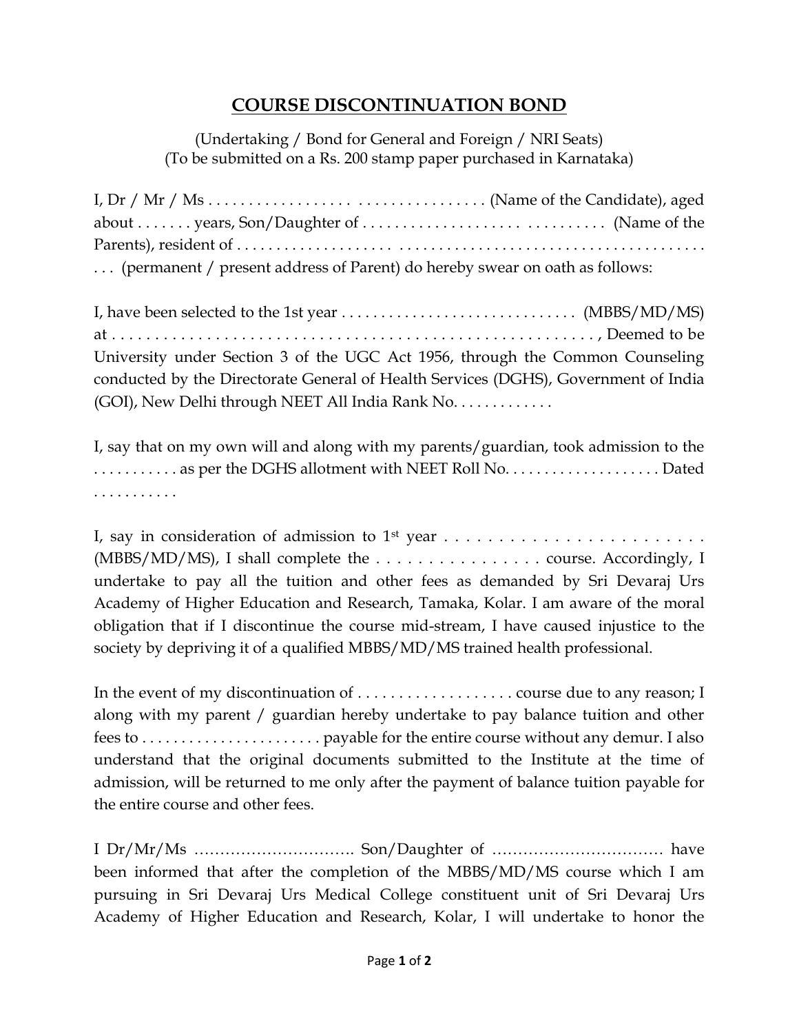# COURSE DISCONTINUATION BOND

(Undertaking / Bond for General and Foreign / NRI Seats)
(To be submitted on a Rs. 200 stamp paper purchased in Karnataka)

I, Dr / Mr / Ms . . . . . . . . . . . . . . . . . . . . . . . . . . . . . . . . . . (Name of the Candidate), aged about . . . . . . . years, Son/Daughter of . . . . . . . . . . . . . . . . . . . . . . . . . . . . . . . . . . . . . . . . (Name of the Parents), resident of . . . . . . . . . . . . . . . . . . . . . . . . . . . . . . . . . . . . . . . . . . . . . . . . . . . . . . . . . . . . . . . . . (permanent / present address of Parent) do hereby swear on oath as follows:

I, have been selected to the 1st year . . . . . . . . . . . . . . . . . . . . . . . . . . . . . . (MBBS/MD/MS) at . . . . . . . . . . . . . . . . . . . . . . . . . . . . . . . . . . . . . . . . . . . . . . . . . . . . . . , Deemed to be University under Section 3 of the UGC Act 1956, through the Common Counseling conducted by the Directorate General of Health Services (DGHS), Government of India (GOI), New Delhi through NEET All India Rank No. . . . . . . . . . . . .

I, say that on my own will and along with my parents/guardian, took admission to the . . . . . . . . . . . as per the DGHS allotment with NEET Roll No. . . . . . . . . . . . . . . . . . . . Dated . . . . . . . . . . .

I, say in consideration of admission to 1st year . . . . . . . . . . . . . . . . . . . . . . . . . . (MBBS/MD/MS), I shall complete the . . . . . . . . . . . . . . . . . course. Accordingly, I undertake to pay all the tuition and other fees as demanded by Sri Devaraj Urs Academy of Higher Education and Research, Tamaka, Kolar. I am aware of the moral obligation that if I discontinue the course mid-stream, I have caused injustice to the society by depriving it of a qualified MBBS/MD/MS trained health professional.

In the event of my discontinuation of . . . . . . . . . . . . . . . . . . . course due to any reason; I along with my parent / guardian hereby undertake to pay balance tuition and other fees to . . . . . . . . . . . . . . . . . . . . . . payable for the entire course without any demur. I also understand that the original documents submitted to the Institute at the time of admission, will be returned to me only after the payment of balance tuition payable for the entire course and other fees.

I Dr/Mr/Ms …………………………. Son/Daughter of …………………………… have been informed that after the completion of the MBBS/MD/MS course which I am pursuing in Sri Devaraj Urs Medical College constituent unit of Sri Devaraj Urs Academy of Higher Education and Research, Kolar, I will undertake to honor the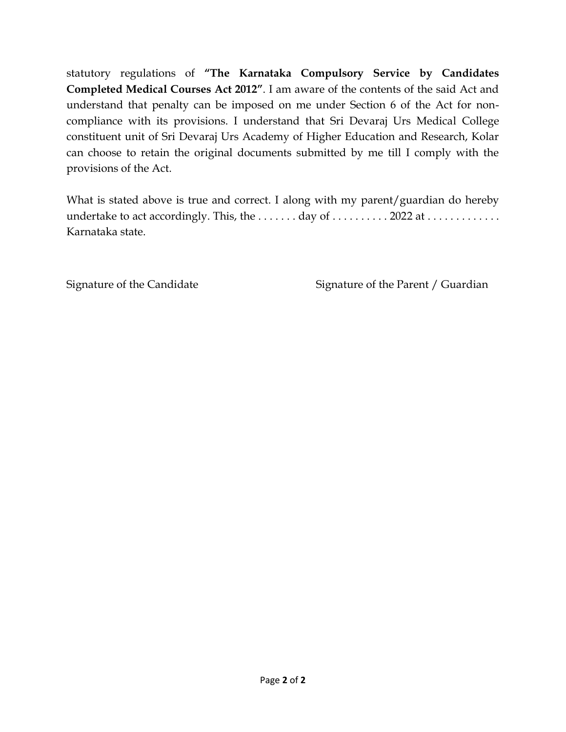statutory regulations of **"The Karnataka Compulsory Service by Candidates Completed Medical Courses Act 2012"**. I am aware of the contents of the said Act and understand that penalty can be imposed on me under Section 6 of the Act for non-compliance with its provisions. I understand that Sri Devaraj Urs Medical College constituent unit of Sri Devaraj Urs Academy of Higher Education and Research, Kolar can choose to retain the original documents submitted by me till I comply with the provisions of the Act.

What is stated above is true and correct. I along with my parent/guardian do hereby undertake to act accordingly. This, the . . . . . . . day of . . . . . . . . . . 2022 at . . . . . . . . . . . . . Karnataka state.

Signature of the Candidate

Signature of the Parent / Guardian